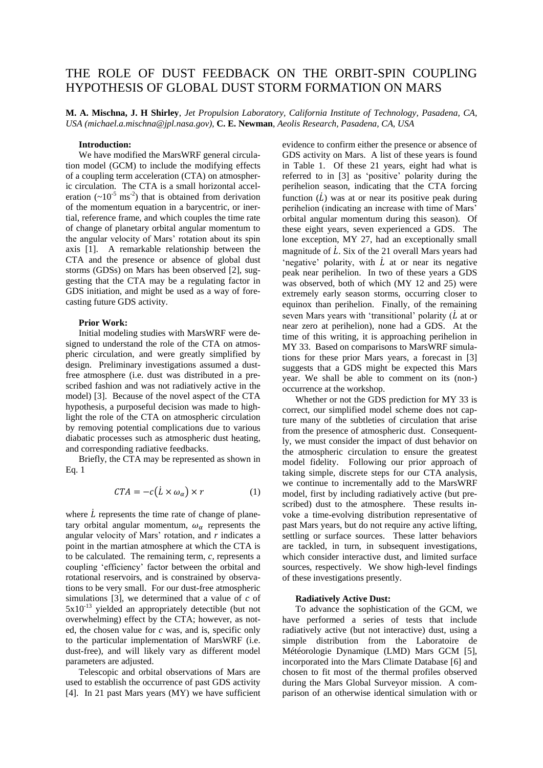# THE ROLE OF DUST FEEDBACK ON THE ORBIT-SPIN COUPLING HYPOTHESIS OF GLOBAL DUST STORM FORMATION ON MARS

**M. A. Mischna, J. H Shirley**, *Jet Propulsion Laboratory, California Institute of Technology, Pasadena, CA, USA (michael.a.mischna@jpl.nasa.gov)*, **C. E. Newman**, *Aeolis Research, Pasadena, CA, USA*

**Introduction:**

We have modified the MarsWRF general circulation model (GCM) to include the modifying effects of a coupling term acceleration (CTA) on atmospheric circulation. The CTA is a small horizontal acceleration (~$10^{-5}$ ms$^{-2}$) that is obtained from derivation of the momentum equation in a barycentric, or inertial, reference frame, and which couples the time rate of change of planetary orbital angular momentum to the angular velocity of Mars' rotation about its spin axis [1]. A remarkable relationship between the CTA and the presence or absence of global dust storms (GDSs) on Mars has been observed [2], suggesting that the CTA may be a regulating factor in GDS initiation, and might be used as a way of forecasting future GDS activity.

**Prior Work:**

Initial modeling studies with MarsWRF were designed to understand the role of the CTA on atmospheric circulation, and were greatly simplified by design. Preliminary investigations assumed a dust-free atmosphere (i.e. dust was distributed in a prescribed fashion and was not radiatively active in the model) [3]. Because of the novel aspect of the CTA hypothesis, a purposeful decision was made to highlight the role of the CTA on atmospheric circulation by removing potential complications due to various diabatic processes such as atmospheric dust heating, and corresponding radiative feedbacks.

Briefly, the CTA may be represented as shown in Eq. 1

$$CTA = -c(\dot{L} \times \omega_\alpha) \times r \qquad (1)$$

where $\dot{L}$ represents the time rate of change of planetary orbital angular momentum, $\omega_\alpha$ represents the angular velocity of Mars' rotation, and $r$ indicates a point in the martian atmosphere at which the CTA is to be calculated. The remaining term, $c$, represents a coupling 'efficiency' factor between the orbital and rotational reservoirs, and is constrained by observations to be very small. For our dust-free atmospheric simulations [3], we determined that a value of $c$ of $5\text{x}10^{-13}$ yielded an appropriately detectible (but not overwhelming) effect by the CTA; however, as noted, the chosen value for $c$ was, and is, specific only to the particular implementation of MarsWRF (i.e. dust-free), and will likely vary as different model parameters are adjusted.

Telescopic and orbital observations of Mars are used to establish the occurrence of past GDS activity [4]. In 21 past Mars years (MY) we have sufficient evidence to confirm either the presence or absence of GDS activity on Mars. A list of these years is found in Table 1. Of these 21 years, eight had what is referred to in [3] as 'positive' polarity during the perihelion season, indicating that the CTA forcing function ($\dot{L}$) was at or near its positive peak during perihelion (indicating an increase with time of Mars' orbital angular momentum during this season). Of these eight years, seven experienced a GDS. The lone exception, MY 27, had an exceptionally small magnitude of $\dot{L}$. Six of the 21 overall Mars years had 'negative' polarity, with $\dot{L}$ at or near its negative peak near perihelion. In two of these years a GDS was observed, both of which (MY 12 and 25) were extremely early season storms, occurring closer to equinox than perihelion. Finally, of the remaining seven Mars years with 'transitional' polarity ($\dot{L}$ at or near zero at perihelion), none had a GDS. At the time of this writing, it is approaching perihelion in MY 33. Based on comparisons to MarsWRF simulations for these prior Mars years, a forecast in [3] suggests that a GDS might be expected this Mars year. We shall be able to comment on its (non-) occurrence at the workshop.

Whether or not the GDS prediction for MY 33 is correct, our simplified model scheme does not capture many of the subtleties of circulation that arise from the presence of atmospheric dust. Consequently, we must consider the impact of dust behavior on the atmospheric circulation to ensure the greatest model fidelity. Following our prior approach of taking simple, discrete steps for our CTA analysis, we continue to incrementally add to the MarsWRF model, first by including radiatively active (but prescribed) dust to the atmosphere. These results invoke a time-evolving distribution representative of past Mars years, but do not require any active lifting, settling or surface sources. These latter behaviors are tackled, in turn, in subsequent investigations, which consider interactive dust, and limited surface sources, respectively. We show high-level findings of these investigations presently.

**Radiatively Active Dust:**

To advance the sophistication of the GCM, we have performed a series of tests that include radiatively active (but not interactive) dust, using a simple distribution from the Laboratoire de Météorologie Dynamique (LMD) Mars GCM [5], incorporated into the Mars Climate Database [6] and chosen to fit most of the thermal profiles observed during the Mars Global Surveyor mission. A comparison of an otherwise identical simulation with or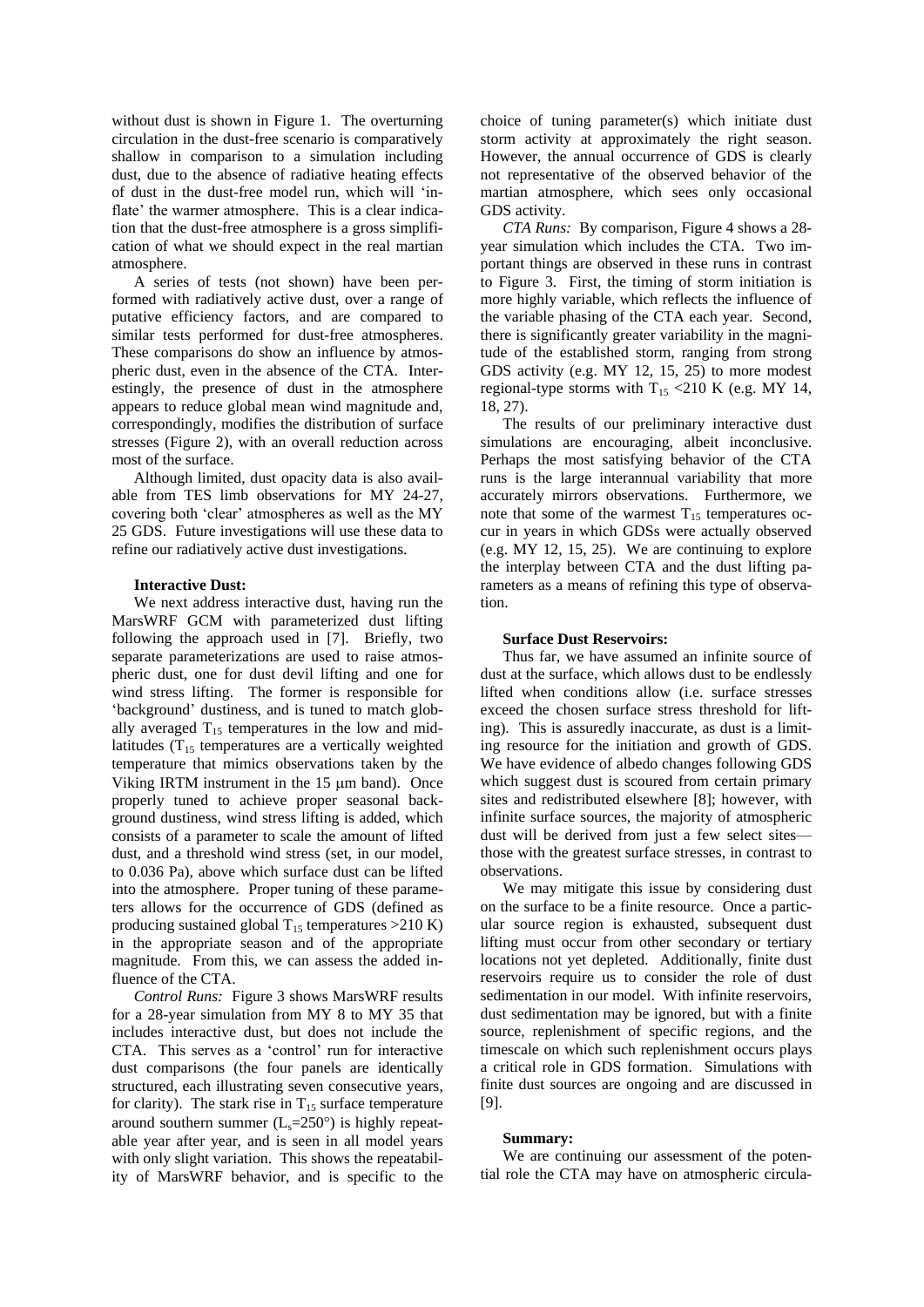without dust is shown in Figure 1. The overturning circulation in the dust-free scenario is comparatively shallow in comparison to a simulation including dust, due to the absence of radiative heating effects of dust in the dust-free model run, which will 'inflate' the warmer atmosphere. This is a clear indication that the dust-free atmosphere is a gross simplification of what we should expect in the real martian atmosphere.

A series of tests (not shown) have been performed with radiatively active dust, over a range of putative efficiency factors, and are compared to similar tests performed for dust-free atmospheres. These comparisons do show an influence by atmospheric dust, even in the absence of the CTA. Interestingly, the presence of dust in the atmosphere appears to reduce global mean wind magnitude and, correspondingly, modifies the distribution of surface stresses (Figure 2), with an overall reduction across most of the surface.

Although limited, dust opacity data is also available from TES limb observations for MY 24-27, covering both 'clear' atmospheres as well as the MY 25 GDS. Future investigations will use these data to refine our radiatively active dust investigations.

**Interactive Dust:**

We next address interactive dust, having run the MarsWRF GCM with parameterized dust lifting following the approach used in [7]. Briefly, two separate parameterizations are used to raise atmospheric dust, one for dust devil lifting and one for wind stress lifting. The former is responsible for 'background' dustiness, and is tuned to match globally averaged $T_{15}$ temperatures in the low and mid-latitudes ($T_{15}$ temperatures are a vertically weighted temperature that mimics observations taken by the Viking IRTM instrument in the 15 μm band). Once properly tuned to achieve proper seasonal background dustiness, wind stress lifting is added, which consists of a parameter to scale the amount of lifted dust, and a threshold wind stress (set, in our model, to 0.036 Pa), above which surface dust can be lifted into the atmosphere. Proper tuning of these parameters allows for the occurrence of GDS (defined as producing sustained global $T_{15}$ temperatures >210 K) in the appropriate season and of the appropriate magnitude. From this, we can assess the added influence of the CTA.

*Control Runs:* Figure 3 shows MarsWRF results for a 28-year simulation from MY 8 to MY 35 that includes interactive dust, but does not include the CTA. This serves as a 'control' run for interactive dust comparisons (the four panels are identically structured, each illustrating seven consecutive years, for clarity). The stark rise in $T_{15}$ surface temperature around southern summer ($L_s$=250°) is highly repeatable year after year, and is seen in all model years with only slight variation. This shows the repeatability of MarsWRF behavior, and is specific to the choice of tuning parameter(s) which initiate dust storm activity at approximately the right season. However, the annual occurrence of GDS is clearly not representative of the observed behavior of the martian atmosphere, which sees only occasional GDS activity.

*CTA Runs:* By comparison, Figure 4 shows a 28-year simulation which includes the CTA. Two important things are observed in these runs in contrast to Figure 3. First, the timing of storm initiation is more highly variable, which reflects the influence of the variable phasing of the CTA each year. Second, there is significantly greater variability in the magnitude of the established storm, ranging from strong GDS activity (e.g. MY 12, 15, 25) to more modest regional-type storms with $T_{15}$ <210 K (e.g. MY 14, 18, 27).

The results of our preliminary interactive dust simulations are encouraging, albeit inconclusive. Perhaps the most satisfying behavior of the CTA runs is the large interannual variability that more accurately mirrors observations. Furthermore, we note that some of the warmest $T_{15}$ temperatures occur in years in which GDSs were actually observed (e.g. MY 12, 15, 25). We are continuing to explore the interplay between CTA and the dust lifting parameters as a means of refining this type of observation.

**Surface Dust Reservoirs:**

Thus far, we have assumed an infinite source of dust at the surface, which allows dust to be endlessly lifted when conditions allow (i.e. surface stresses exceed the chosen surface stress threshold for lifting). This is assuredly inaccurate, as dust is a limiting resource for the initiation and growth of GDS. We have evidence of albedo changes following GDS which suggest dust is scoured from certain primary sites and redistributed elsewhere [8]; however, with infinite surface sources, the majority of atmospheric dust will be derived from just a few select sites—those with the greatest surface stresses, in contrast to observations.

We may mitigate this issue by considering dust on the surface to be a finite resource. Once a particular source region is exhausted, subsequent dust lifting must occur from other secondary or tertiary locations not yet depleted. Additionally, finite dust reservoirs require us to consider the role of dust sedimentation in our model. With infinite reservoirs, dust sedimentation may be ignored, but with a finite source, replenishment of specific regions, and the timescale on which such replenishment occurs plays a critical role in GDS formation. Simulations with finite dust sources are ongoing and are discussed in [9].

**Summary:**

We are continuing our assessment of the potential role the CTA may have on atmospheric circula-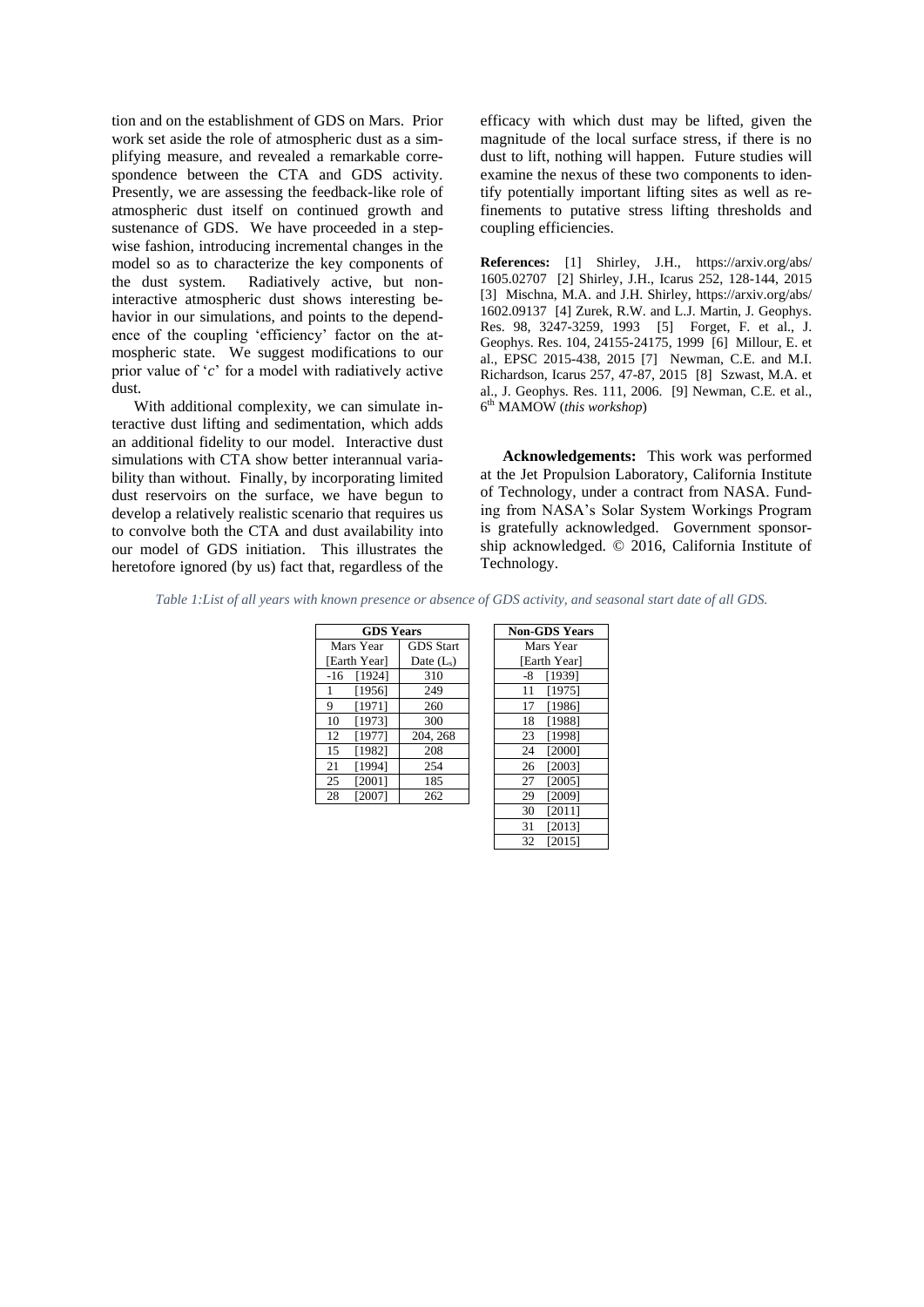tion and on the establishment of GDS on Mars. Prior work set aside the role of atmospheric dust as a simplifying measure, and revealed a remarkable correspondence between the CTA and GDS activity. Presently, we are assessing the feedback-like role of atmospheric dust itself on continued growth and sustenance of GDS. We have proceeded in a stepwise fashion, introducing incremental changes in the model so as to characterize the key components of the dust system. Radiatively active, but non-interactive atmospheric dust shows interesting behavior in our simulations, and points to the dependence of the coupling 'efficiency' factor on the atmospheric state. We suggest modifications to our prior value of '*c*' for a model with radiatively active dust.

With additional complexity, we can simulate interactive dust lifting and sedimentation, which adds an additional fidelity to our model. Interactive dust simulations with CTA show better interannual variability than without. Finally, by incorporating limited dust reservoirs on the surface, we have begun to develop a relatively realistic scenario that requires us to convolve both the CTA and dust availability into our model of GDS initiation. This illustrates the heretofore ignored (by us) fact that, regardless of the efficacy with which dust may be lifted, given the magnitude of the local surface stress, if there is no dust to lift, nothing will happen. Future studies will examine the nexus of these two components to identify potentially important lifting sites as well as refinements to putative stress lifting thresholds and coupling efficiencies.

**References:** [1] Shirley, J.H., https://arxiv.org/abs/1605.02707 [2] Shirley, J.H., Icarus 252, 128-144, 2015 [3] Mischna, M.A. and J.H. Shirley, https://arxiv.org/abs/1602.09137 [4] Zurek, R.W. and L.J. Martin, J. Geophys. Res. 98, 3247-3259, 1993 [5] Forget, F. et al., J. Geophys. Res. 104, 24155-24175, 1999 [6] Millour, E. et al., EPSC 2015-438, 2015 [7] Newman, C.E. and M.I. Richardson, Icarus 257, 47-87, 2015 [8] Szwast, M.A. et al., J. Geophys. Res. 111, 2006. [9] Newman, C.E. et al., 6th MAMOW (*this workshop*)

**Acknowledgements:** This work was performed at the Jet Propulsion Laboratory, California Institute of Technology, under a contract from NASA. Funding from NASA's Solar System Workings Program is gratefully acknowledged. Government sponsorship acknowledged. © 2016, California Institute of Technology.

*Table 1:List of all years with known presence or absence of GDS activity, and seasonal start date of all GDS.*

| GDS Years | |
|---|---|
| Mars Year [Earth Year] | GDS Start Date ($L_s$) |
| -16 [1924] | 310 |
| 1 [1956] | 249 |
| 9 [1971] | 260 |
| 10 [1973] | 300 |
| 12 [1977] | 204, 268 |
| 15 [1982] | 208 |
| 21 [1994] | 254 |
| 25 [2001] | 185 |
| 28 [2007] | 262 |

| Non-GDS Years |
|---|
| Mars Year [Earth Year] |
| -8 [1939] |
| 11 [1975] |
| 17 [1986] |
| 18 [1988] |
| 23 [1998] |
| 24 [2000] |
| 26 [2003] |
| 27 [2005] |
| 29 [2009] |
| 30 [2011] |
| 31 [2013] |
| 32 [2015] |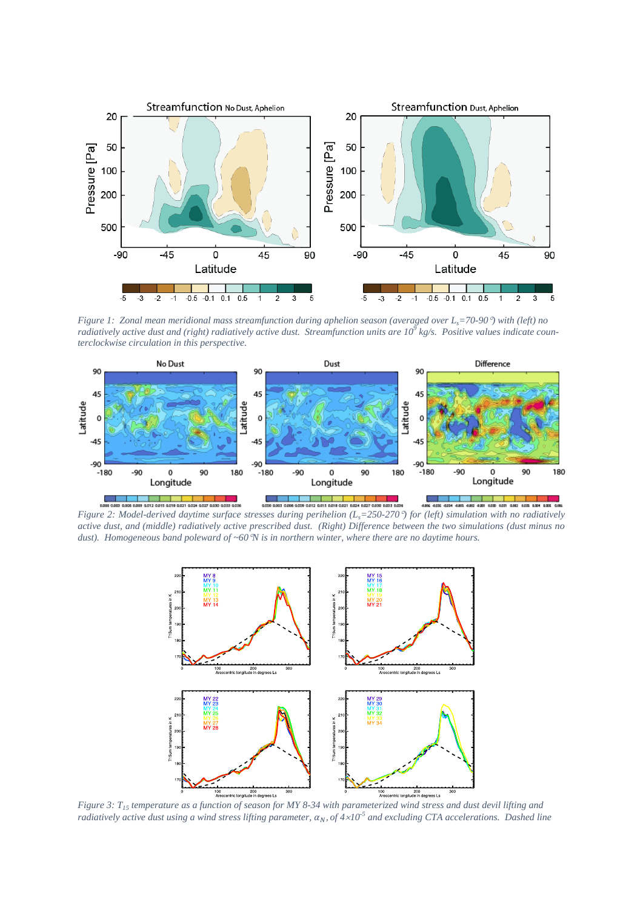*Figure 1: Zonal mean meridional mass streamfunction during aphelion season (averaged over $L_s$=70-90°) with (left) no radiatively active dust and (right) radiatively active dust. Streamfunction units are $10^9$ kg/s. Positive values indicate counterclockwise circulation in this perspective.*

*Figure 2: Model-derived daytime surface stresses during perihelion ($L_s$=250-270°) for (left) simulation with no radiatively active dust, and (middle) radiatively active prescribed dust. (Right) Difference between the two simulations (dust minus no dust). Homogeneous band poleward of ~60°N is in northern winter, where there are no daytime hours.*

*Figure 3: $T_{15}$ temperature as a function of season for MY 8-34 with parameterized wind stress and dust devil lifting and radiatively active dust using a wind stress lifting parameter, $\alpha_N$, of $4{\times}10^{-5}$ and excluding CTA accelerations. Dashed line*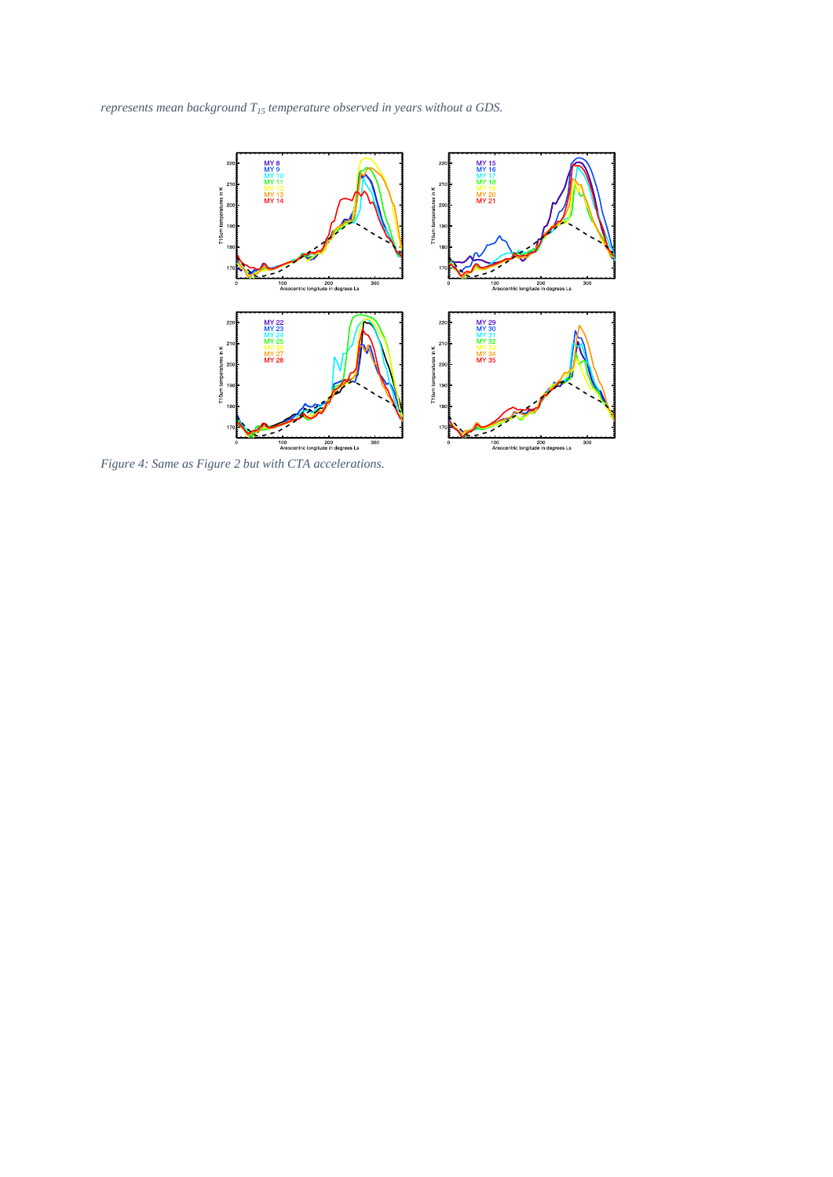*represents mean background $T_{15}$ temperature observed in years without a GDS.*

MY 8
MY 9
MY 10
MY 11
MY 12
MY 13
MY 14

T15um temperatures in K

Areocentric longitude in degrees Ls

MY 15
MY 16
MY 17
MY 18
MY 19
MY 20
MY 21

T15um temperatures in K

Areocentric longitude in degrees Ls

MY 22
MY 23
MY 24
MY 25
MY 26
MY 27
MY 28

T15um temperatures in K

Areocentric longitude in degrees Ls

MY 29
MY 30
MY 31
MY 32
MY 33
MY 34
MY 35

T15um temperatures in K

Areocentric longitude in degrees Ls

*Figure 4: Same as Figure 2 but with CTA accelerations.*